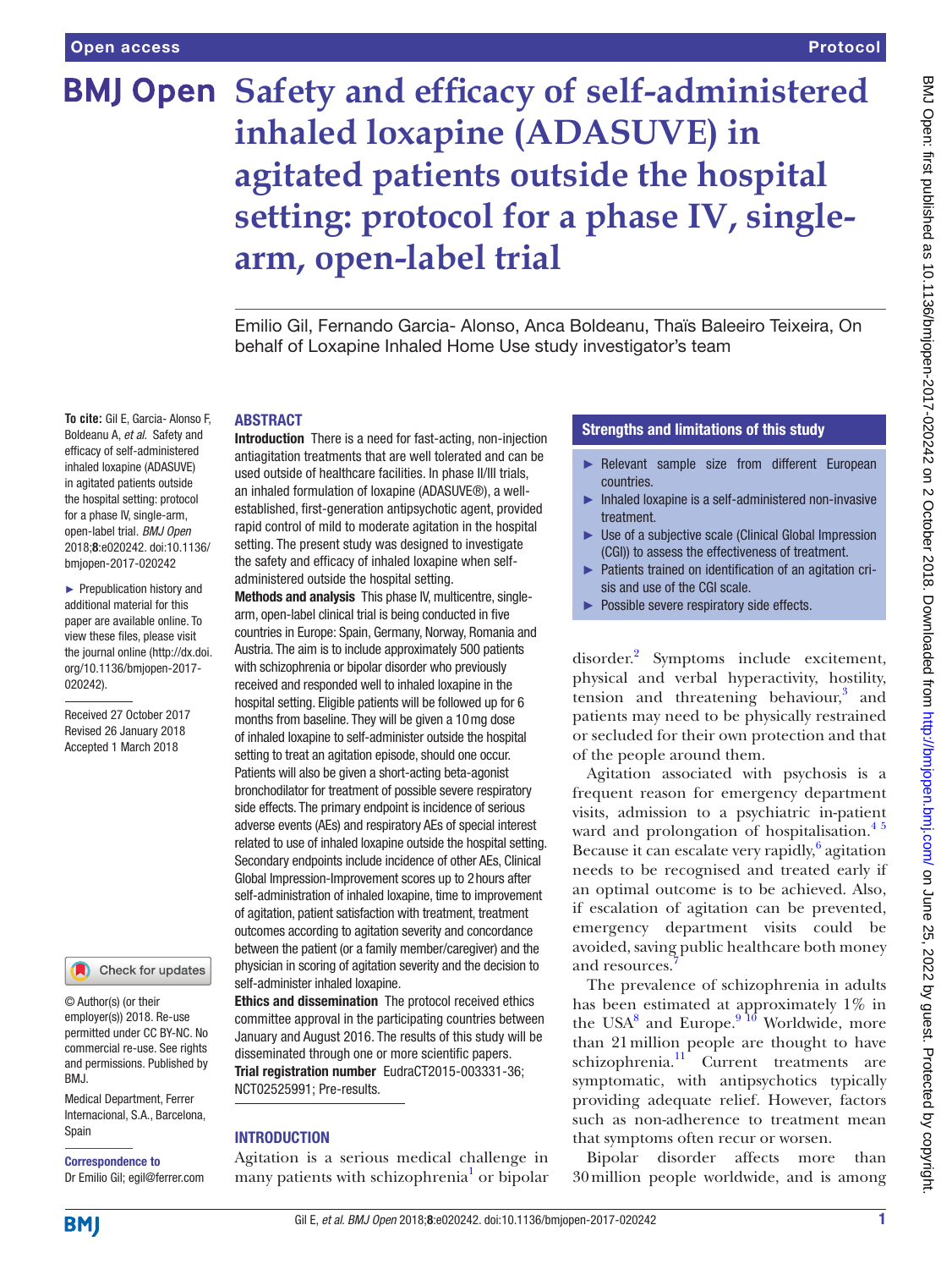Open access

Protocol

# Safety and efficacy of self-administered inhaled loxapine (ADASUVE) in agitated patients outside the hospital setting: protocol for a phase IV, single-arm, open-label trial

Emilio Gil, Fernando Garcia- Alonso, Anca Boldeanu, Thaïs Baleeiro Teixeira, On behalf of Loxapine Inhaled Home Use study investigator's team

**To cite:** Gil E, Garcia- Alonso F, Boldeanu A, *et al*. Safety and efficacy of self-administered inhaled loxapine (ADASUVE) in agitated patients outside the hospital setting: protocol for a phase IV, single-arm, open-label trial. *BMJ Open* 2018;**8**:e020242. doi:10.1136/bmjopen-2017-020242

► Prepublication history and additional material for this paper are available online. To view these files, please visit the journal online (http://dx.doi.org/10.1136/bmjopen-2017-020242).

Received 27 October 2017
Revised 26 January 2018
Accepted 1 March 2018

© Author(s) (or their employer(s)) 2018. Re-use permitted under CC BY-NC. No commercial re-use. See rights and permissions. Published by BMJ.

Medical Department, Ferrer Internacional, S.A., Barcelona, Spain

**Correspondence to**
Dr Emilio Gil; egil@ferrer.com

## ABSTRACT

**Introduction** There is a need for fast-acting, non-injection antiagitation treatments that are well tolerated and can be used outside of healthcare facilities. In phase II/III trials, an inhaled formulation of loxapine (ADASUVE®), a well-established, first-generation antipsychotic agent, provided rapid control of mild to moderate agitation in the hospital setting. The present study was designed to investigate the safety and efficacy of inhaled loxapine when self-administered outside the hospital setting.

**Methods and analysis** This phase IV, multicentre, single-arm, open-label clinical trial is being conducted in five countries in Europe: Spain, Germany, Norway, Romania and Austria. The aim is to include approximately 500 patients with schizophrenia or bipolar disorder who previously received and responded well to inhaled loxapine in the hospital setting. Eligible patients will be followed up for 6 months from baseline. They will be given a 10 mg dose of inhaled loxapine to self-administer outside the hospital setting to treat an agitation episode, should one occur. Patients will also be given a short-acting beta-agonist bronchodilator for treatment of possible severe respiratory side effects. The primary endpoint is incidence of serious adverse events (AEs) and respiratory AEs of special interest related to use of inhaled loxapine outside the hospital setting. Secondary endpoints include incidence of other AEs, Clinical Global Impression-Improvement scores up to 2 hours after self-administration of inhaled loxapine, time to improvement of agitation, patient satisfaction with treatment, treatment outcomes according to agitation severity and concordance between the patient (or a family member/caregiver) and the physician in scoring of agitation severity and the decision to self-administer inhaled loxapine.

**Ethics and dissemination** The protocol received ethics committee approval in the participating countries between January and August 2016. The results of this study will be disseminated through one or more scientific papers.

**Trial registration number** EudraCT2015-003331-36; NCT02525991; Pre-results.

### Strengths and limitations of this study

- ► Relevant sample size from different European countries.
- ► Inhaled loxapine is a self-administered non-invasive treatment.
- ► Use of a subjective scale (Clinical Global Impression (CGI)) to assess the effectiveness of treatment.
- ► Patients trained on identification of an agitation crisis and use of the CGI scale.
- ► Possible severe respiratory side effects.

## INTRODUCTION

Agitation is a serious medical challenge in many patients with schizophrenia[1] or bipolar disorder.[2] Symptoms include excitement, physical and verbal hyperactivity, hostility, tension and threatening behaviour,[3] and patients may need to be physically restrained or secluded for their own protection and that of the people around them.

Agitation associated with psychosis is a frequent reason for emergency department visits, admission to a psychiatric in-patient ward and prolongation of hospitalisation.[4 5] Because it can escalate very rapidly,[6] agitation needs to be recognised and treated early if an optimal outcome is to be achieved. Also, if escalation of agitation can be prevented, emergency department visits could be avoided, saving public healthcare both money and resources.[7]

The prevalence of schizophrenia in adults has been estimated at approximately 1% in the USA[8] and Europe.[9 10] Worldwide, more than 21 million people are thought to have schizophrenia.[11] Current treatments are symptomatic, with antipsychotics typically providing adequate relief. However, factors such as non-adherence to treatment mean that symptoms often recur or worsen.

Bipolar disorder affects more than 30 million people worldwide, and is among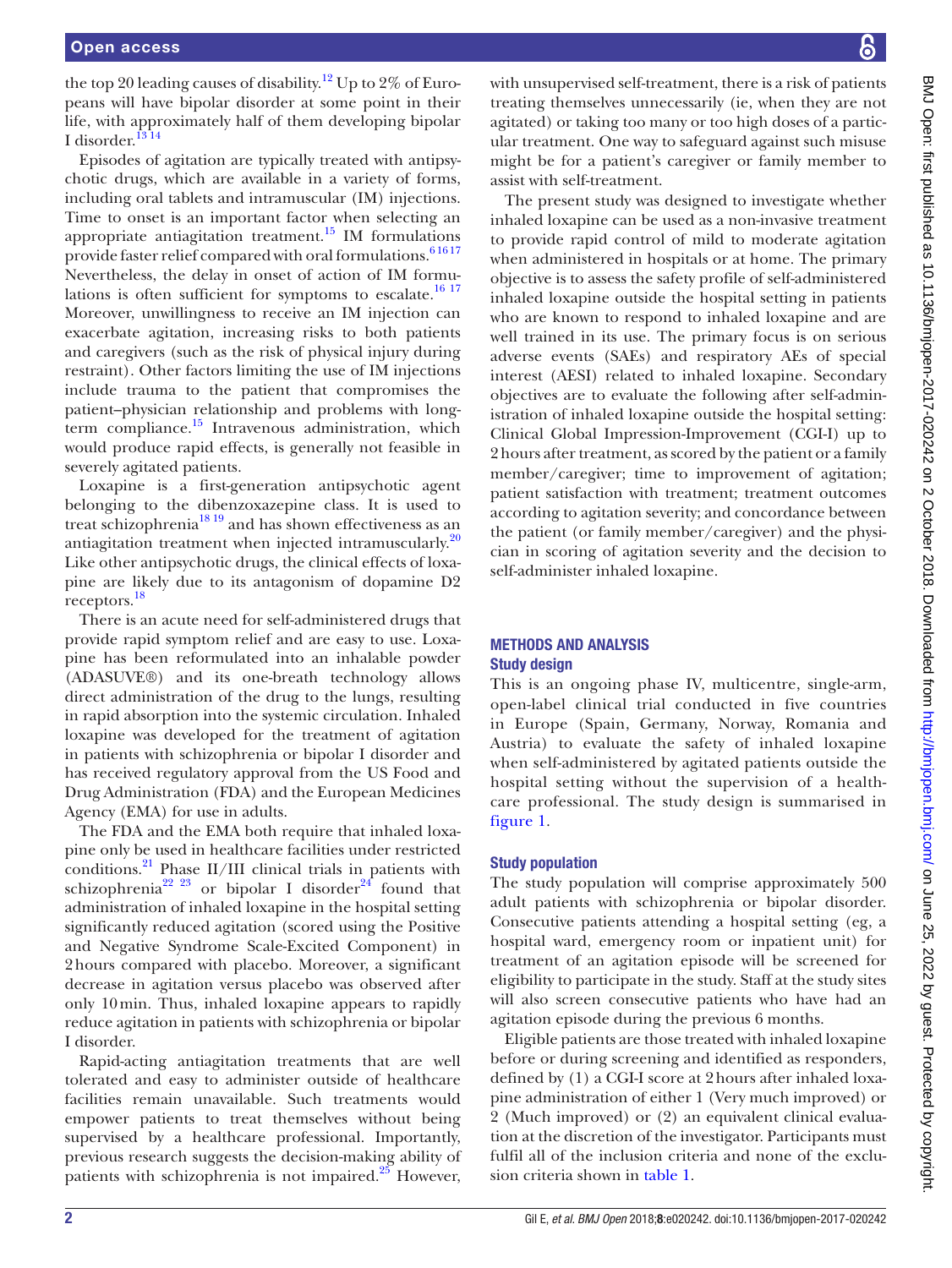the top 20 leading causes of disability.[12] Up to 2% of Europeans will have bipolar disorder at some point in their life, with approximately half of them developing bipolar I disorder.[13 14]

Episodes of agitation are typically treated with antipsychotic drugs, which are available in a variety of forms, including oral tablets and intramuscular (IM) injections. Time to onset is an important factor when selecting an appropriate antiagitation treatment.[15] IM formulations provide faster relief compared with oral formulations.[6 16 17] Nevertheless, the delay in onset of action of IM formulations is often sufficient for symptoms to escalate.[16 17] Moreover, unwillingness to receive an IM injection can exacerbate agitation, increasing risks to both patients and caregivers (such as the risk of physical injury during restraint). Other factors limiting the use of IM injections include trauma to the patient that compromises the patient–physician relationship and problems with long-term compliance.[15] Intravenous administration, which would produce rapid effects, is generally not feasible in severely agitated patients.

Loxapine is a first-generation antipsychotic agent belonging to the dibenzoxazepine class. It is used to treat schizophrenia[18 19] and has shown effectiveness as an antiagitation treatment when injected intramuscularly.[20] Like other antipsychotic drugs, the clinical effects of loxapine are likely due to its antagonism of dopamine D2 receptors.[18]

There is an acute need for self-administered drugs that provide rapid symptom relief and are easy to use. Loxapine has been reformulated into an inhalable powder (ADASUVE®) and its one-breath technology allows direct administration of the drug to the lungs, resulting in rapid absorption into the systemic circulation. Inhaled loxapine was developed for the treatment of agitation in patients with schizophrenia or bipolar I disorder and has received regulatory approval from the US Food and Drug Administration (FDA) and the European Medicines Agency (EMA) for use in adults.

The FDA and the EMA both require that inhaled loxapine only be used in healthcare facilities under restricted conditions.[21] Phase II/III clinical trials in patients with schizophrenia[22 23] or bipolar I disorder[24] found that administration of inhaled loxapine in the hospital setting significantly reduced agitation (scored using the Positive and Negative Syndrome Scale-Excited Component) in 2 hours compared with placebo. Moreover, a significant decrease in agitation versus placebo was observed after only 10 min. Thus, inhaled loxapine appears to rapidly reduce agitation in patients with schizophrenia or bipolar I disorder.

Rapid-acting antiagitation treatments that are well tolerated and easy to administer outside of healthcare facilities remain unavailable. Such treatments would empower patients to treat themselves without being supervised by a healthcare professional. Importantly, previous research suggests the decision-making ability of patients with schizophrenia is not impaired.[25] However, with unsupervised self-treatment, there is a risk of patients treating themselves unnecessarily (ie, when they are not agitated) or taking too many or too high doses of a particular treatment. One way to safeguard against such misuse might be for a patient's caregiver or family member to assist with self-treatment.

The present study was designed to investigate whether inhaled loxapine can be used as a non-invasive treatment to provide rapid control of mild to moderate agitation when administered in hospitals or at home. The primary objective is to assess the safety profile of self-administered inhaled loxapine outside the hospital setting in patients who are known to respond to inhaled loxapine and are well trained in its use. The primary focus is on serious adverse events (SAEs) and respiratory AEs of special interest (AESI) related to inhaled loxapine. Secondary objectives are to evaluate the following after self-administration of inhaled loxapine outside the hospital setting: Clinical Global Impression-Improvement (CGI-I) up to 2 hours after treatment, as scored by the patient or a family member/caregiver; time to improvement of agitation; patient satisfaction with treatment; treatment outcomes according to agitation severity; and concordance between the patient (or family member/caregiver) and the physician in scoring of agitation severity and the decision to self-administer inhaled loxapine.

## METHODS AND ANALYSIS

### Study design

This is an ongoing phase IV, multicentre, single-arm, open-label clinical trial conducted in five countries in Europe (Spain, Germany, Norway, Romania and Austria) to evaluate the safety of inhaled loxapine when self-administered by agitated patients outside the hospital setting without the supervision of a healthcare professional. The study design is summarised in figure 1.

### Study population

The study population will comprise approximately 500 adult patients with schizophrenia or bipolar disorder. Consecutive patients attending a hospital setting (eg, a hospital ward, emergency room or inpatient unit) for treatment of an agitation episode will be screened for eligibility to participate in the study. Staff at the study sites will also screen consecutive patients who have had an agitation episode during the previous 6 months.

Eligible patients are those treated with inhaled loxapine before or during screening and identified as responders, defined by (1) a CGI-I score at 2 hours after inhaled loxapine administration of either 1 (Very much improved) or 2 (Much improved) or (2) an equivalent clinical evaluation at the discretion of the investigator. Participants must fulfil all of the inclusion criteria and none of the exclusion criteria shown in table 1.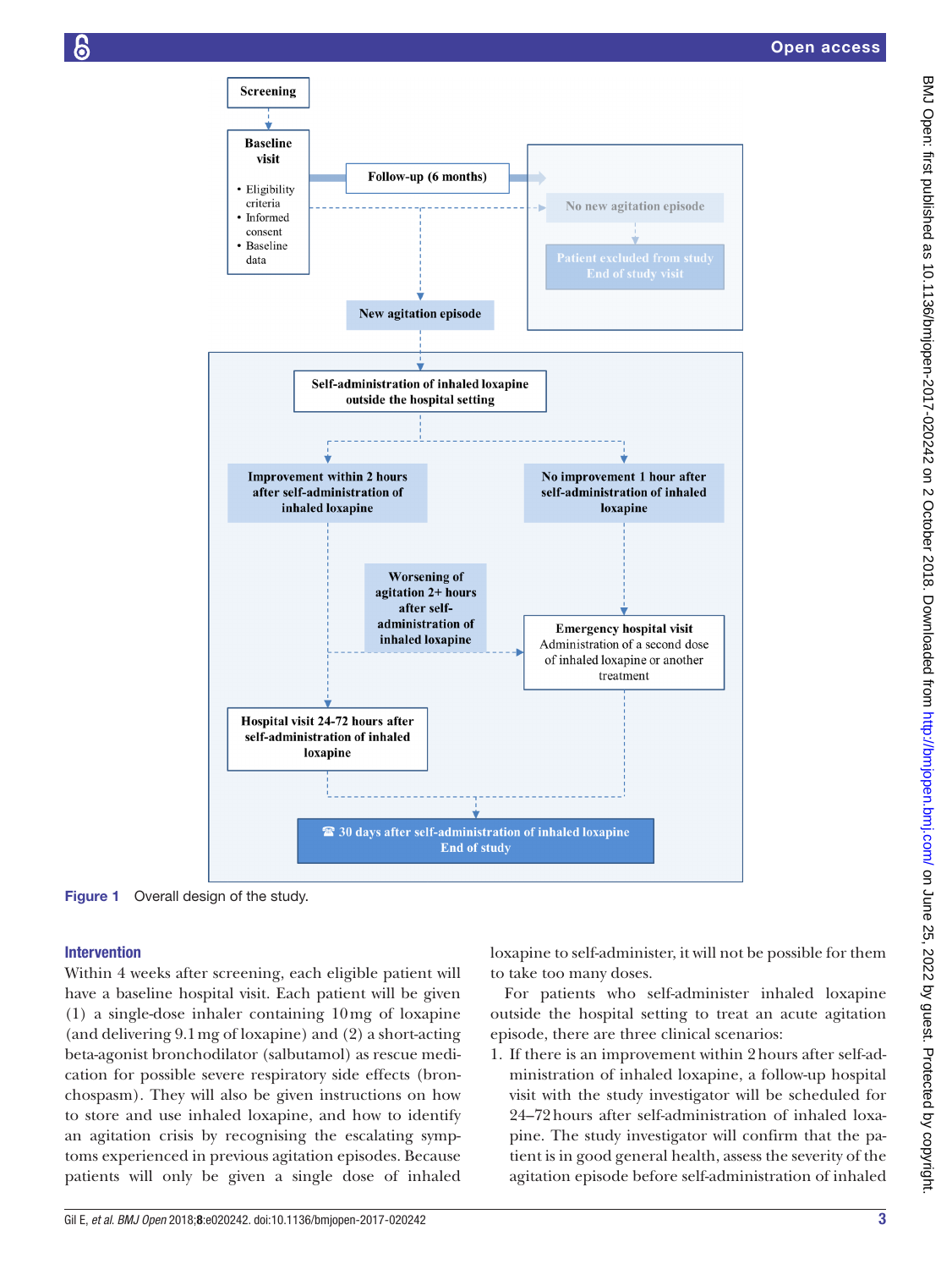Figure 1 Overall design of the study.

### Intervention

Within 4 weeks after screening, each eligible patient will have a baseline hospital visit. Each patient will be given (1) a single-dose inhaler containing 10 mg of loxapine (and delivering 9.1 mg of loxapine) and (2) a short-acting beta-agonist bronchodilator (salbutamol) as rescue medication for possible severe respiratory side effects (bronchospasm). They will also be given instructions on how to store and use inhaled loxapine, and how to identify an agitation crisis by recognising the escalating symptoms experienced in previous agitation episodes. Because patients will only be given a single dose of inhaled loxapine to self-administer, it will not be possible for them to take too many doses.

For patients who self-administer inhaled loxapine outside the hospital setting to treat an acute agitation episode, there are three clinical scenarios:

1. If there is an improvement within 2 hours after self-administration of inhaled loxapine, a follow-up hospital visit with the study investigator will be scheduled for 24–72 hours after self-administration of inhaled loxapine. The study investigator will confirm that the patient is in good general health, assess the severity of the agitation episode before self-administration of inhaled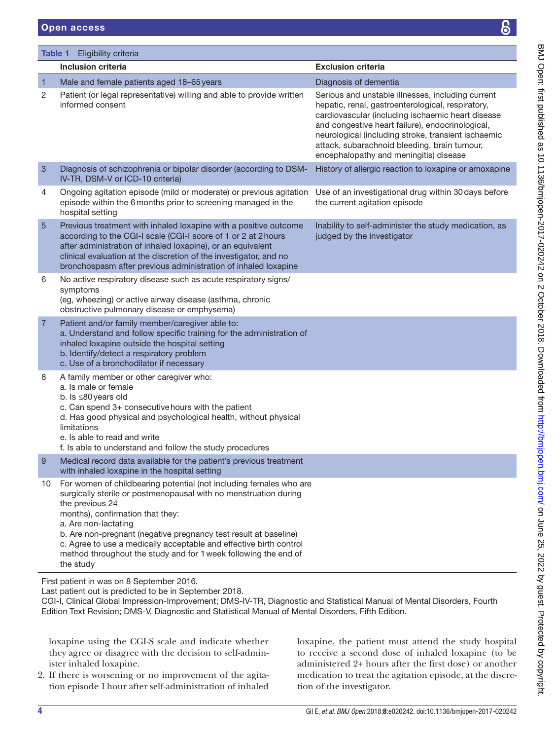**Table 1** Eligibility criteria

| | Inclusion criteria | Exclusion criteria |
|---|---|---|
| 1 | Male and female patients aged 18–65 years | Diagnosis of dementia |
| 2 | Patient (or legal representative) willing and able to provide written informed consent | Serious and unstable illnesses, including current hepatic, renal, gastroenterological, respiratory, cardiovascular (including ischaemic heart disease and congestive heart failure), endocrinological, neurological (including stroke, transient ischaemic attack, subarachnoid bleeding, brain tumour, encephalopathy and meningitis) disease |
| 3 | Diagnosis of schizophrenia or bipolar disorder (according to DSM-IV-TR, DSM-V or ICD-10 criteria) | History of allergic reaction to loxapine or amoxapine |
| 4 | Ongoing agitation episode (mild or moderate) or previous agitation episode within the 6 months prior to screening managed in the hospital setting | Use of an investigational drug within 30 days before the current agitation episode |
| 5 | Previous treatment with inhaled loxapine with a positive outcome according to the CGI-I scale (CGI-I score of 1 or 2 at 2 hours after administration of inhaled loxapine), or an equivalent clinical evaluation at the discretion of the investigator, and no bronchospasm after previous administration of inhaled loxapine | Inability to self-administer the study medication, as judged by the investigator |
| 6 | No active respiratory disease such as acute respiratory signs/symptoms (eg, wheezing) or active airway disease (asthma, chronic obstructive pulmonary disease or emphysema) | |
| 7 | Patient and/or family member/caregiver able to:<br>a. Understand and follow specific training for the administration of inhaled loxapine outside the hospital setting<br>b. Identify/detect a respiratory problem<br>c. Use of a bronchodilator if necessary | |
| 8 | A family member or other caregiver who:<br>a. Is male or female<br>b. Is ≤80 years old<br>c. Can spend 3+ consecutive hours with the patient<br>d. Has good physical and psychological health, without physical limitations<br>e. Is able to read and write<br>f. Is able to understand and follow the study procedures | |
| 9 | Medical record data available for the patient's previous treatment with inhaled loxapine in the hospital setting | |
| 10 | For women of childbearing potential (not including females who are surgically sterile or postmenopausal with no menstruation during the previous 24 months), confirmation that they:<br>a. Are non-lactating<br>b. Are non-pregnant (negative pregnancy test result at baseline)<br>c. Agree to use a medically acceptable and effective birth control method throughout the study and for 1 week following the end of the study | |

First patient in was on 8 September 2016.
Last patient out is predicted to be in September 2018.
CGI-I, Clinical Global Impression-Improvement; DMS-IV-TR, Diagnostic and Statistical Manual of Mental Disorders, Fourth Edition Text Revision; DMS-V, Diagnostic and Statistical Manual of Mental Disorders, Fifth Edition.

loxapine using the CGI-S scale and indicate whether they agree or disagree with the decision to self-administer inhaled loxapine.

2. If there is worsening or no improvement of the agitation episode 1 hour after self-administration of inhaled loxapine, the patient must attend the study hospital to receive a second dose of inhaled loxapine (to be administered 2+ hours after the first dose) or another medication to treat the agitation episode, at the discretion of the investigator.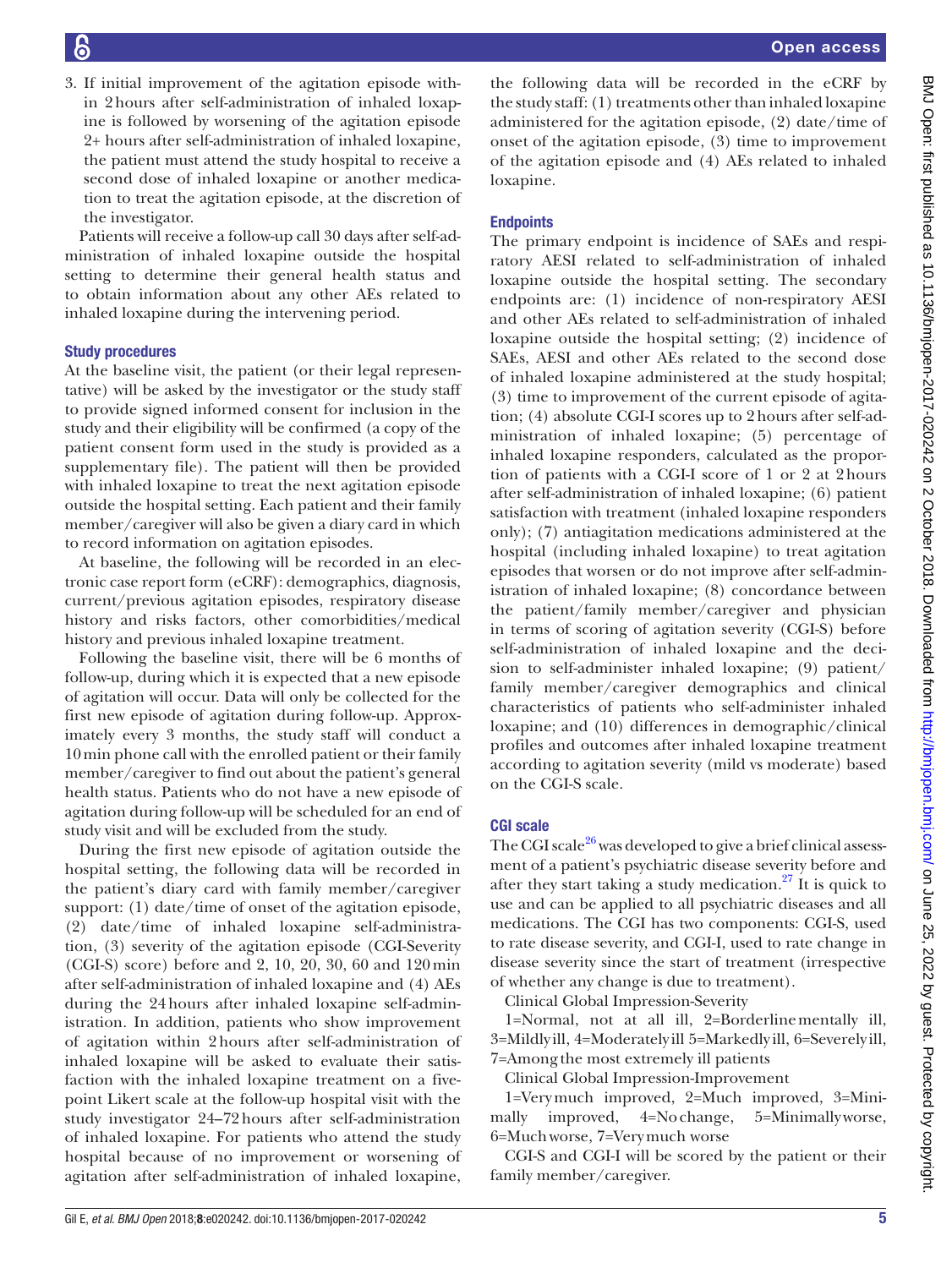3. If initial improvement of the agitation episode within 2 hours after self-administration of inhaled loxapine is followed by worsening of the agitation episode 2+ hours after self-administration of inhaled loxapine, the patient must attend the study hospital to receive a second dose of inhaled loxapine or another medication to treat the agitation episode, at the discretion of the investigator.

Patients will receive a follow-up call 30 days after self-administration of inhaled loxapine outside the hospital setting to determine their general health status and to obtain information about any other AEs related to inhaled loxapine during the intervening period.

### Study procedures

At the baseline visit, the patient (or their legal representative) will be asked by the investigator or the study staff to provide signed informed consent for inclusion in the study and their eligibility will be confirmed (a copy of the patient consent form used in the study is provided as a supplementary file). The patient will then be provided with inhaled loxapine to treat the next agitation episode outside the hospital setting. Each patient and their family member/caregiver will also be given a diary card in which to record information on agitation episodes.

At baseline, the following will be recorded in an electronic case report form (eCRF): demographics, diagnosis, current/previous agitation episodes, respiratory disease history and risks factors, other comorbidities/medical history and previous inhaled loxapine treatment.

Following the baseline visit, there will be 6 months of follow-up, during which it is expected that a new episode of agitation will occur. Data will only be collected for the first new episode of agitation during follow-up. Approximately every 3 months, the study staff will conduct a 10 min phone call with the enrolled patient or their family member/caregiver to find out about the patient's general health status. Patients who do not have a new episode of agitation during follow-up will be scheduled for an end of study visit and will be excluded from the study.

During the first new episode of agitation outside the hospital setting, the following data will be recorded in the patient's diary card with family member/caregiver support: (1) date/time of onset of the agitation episode, (2) date/time of inhaled loxapine self-administration, (3) severity of the agitation episode (CGI-Severity (CGI-S) score) before and 2, 10, 20, 30, 60 and 120 min after self-administration of inhaled loxapine and (4) AEs during the 24 hours after inhaled loxapine self-administration. In addition, patients who show improvement of agitation within 2 hours after self-administration of inhaled loxapine will be asked to evaluate their satisfaction with the inhaled loxapine treatment on a five-point Likert scale at the follow-up hospital visit with the study investigator 24–72 hours after self-administration of inhaled loxapine. For patients who attend the study hospital because of no improvement or worsening of agitation after self-administration of inhaled loxapine, the following data will be recorded in the eCRF by the study staff: (1) treatments other than inhaled loxapine administered for the agitation episode, (2) date/time of onset of the agitation episode, (3) time to improvement of the agitation episode and (4) AEs related to inhaled loxapine.

### Endpoints

The primary endpoint is incidence of SAEs and respiratory AESI related to self-administration of inhaled loxapine outside the hospital setting. The secondary endpoints are: (1) incidence of non-respiratory AESI and other AEs related to self-administration of inhaled loxapine outside the hospital setting; (2) incidence of SAEs, AESI and other AEs related to the second dose of inhaled loxapine administered at the study hospital; (3) time to improvement of the current episode of agitation; (4) absolute CGI-I scores up to 2 hours after self-administration of inhaled loxapine; (5) percentage of inhaled loxapine responders, calculated as the proportion of patients with a CGI-I score of 1 or 2 at 2 hours after self-administration of inhaled loxapine; (6) patient satisfaction with treatment (inhaled loxapine responders only); (7) antiagitation medications administered at the hospital (including inhaled loxapine) to treat agitation episodes that worsen or do not improve after self-administration of inhaled loxapine; (8) concordance between the patient/family member/caregiver and physician in terms of scoring of agitation severity (CGI-S) before self-administration of inhaled loxapine and the decision to self-administer inhaled loxapine; (9) patient/family member/caregiver demographics and clinical characteristics of patients who self-administer inhaled loxapine; and (10) differences in demographic/clinical profiles and outcomes after inhaled loxapine treatment according to agitation severity (mild vs moderate) based on the CGI-S scale.

### CGI scale

The CGI scale[26] was developed to give a brief clinical assessment of a patient's psychiatric disease severity before and after they start taking a study medication.[27] It is quick to use and can be applied to all psychiatric diseases and all medications. The CGI has two components: CGI-S, used to rate disease severity, and CGI-I, used to rate change in disease severity since the start of treatment (irrespective of whether any change is due to treatment).

Clinical Global Impression-Severity

1=Normal, not at all ill, 2=Borderline mentally ill, 3=Mildly ill, 4=Moderately ill 5=Markedly ill, 6=Severely ill, 7=Among the most extremely ill patients

Clinical Global Impression-Improvement

1=Very much improved, 2=Much improved, 3=Minimally improved, 4=No change, 5=Minimally worse, 6=Much worse, 7=Very much worse

CGI-S and CGI-I will be scored by the patient or their family member/caregiver.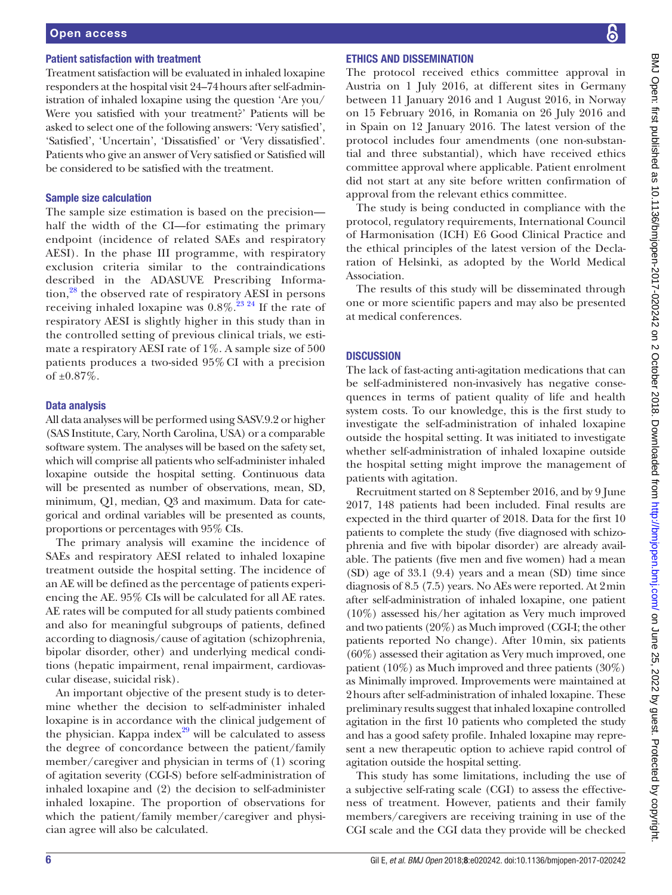### Patient satisfaction with treatment

Treatment satisfaction will be evaluated in inhaled loxapine responders at the hospital visit 24–74 hours after self-administration of inhaled loxapine using the question 'Are you/Were you satisfied with your treatment?' Patients will be asked to select one of the following answers: 'Very satisfied', 'Satisfied', 'Uncertain', 'Dissatisfied' or 'Very dissatisfied'. Patients who give an answer of Very satisfied or Satisfied will be considered to be satisfied with the treatment.

### Sample size calculation

The sample size estimation is based on the precision—half the width of the CI—for estimating the primary endpoint (incidence of related SAEs and respiratory AESI). In the phase III programme, with respiratory exclusion criteria similar to the contraindications described in the ADASUVE Prescribing Information,[28] the observed rate of respiratory AESI in persons receiving inhaled loxapine was 0.8%.[23 24] If the rate of respiratory AESI is slightly higher in this study than in the controlled setting of previous clinical trials, we estimate a respiratory AESI rate of 1%. A sample size of 500 patients produces a two-sided 95% CI with a precision of ±0.87%.

### Data analysis

All data analyses will be performed using SASV.9.2 or higher (SAS Institute, Cary, North Carolina, USA) or a comparable software system. The analyses will be based on the safety set, which will comprise all patients who self-administer inhaled loxapine outside the hospital setting. Continuous data will be presented as number of observations, mean, SD, minimum, Q1, median, Q3 and maximum. Data for categorical and ordinal variables will be presented as counts, proportions or percentages with 95% CIs.

The primary analysis will examine the incidence of SAEs and respiratory AESI related to inhaled loxapine treatment outside the hospital setting. The incidence of an AE will be defined as the percentage of patients experiencing the AE. 95% CIs will be calculated for all AE rates. AE rates will be computed for all study patients combined and also for meaningful subgroups of patients, defined according to diagnosis/cause of agitation (schizophrenia, bipolar disorder, other) and underlying medical conditions (hepatic impairment, renal impairment, cardiovascular disease, suicidal risk).

An important objective of the present study is to determine whether the decision to self-administer inhaled loxapine is in accordance with the clinical judgement of the physician. Kappa index[29] will be calculated to assess the degree of concordance between the patient/family member/caregiver and physician in terms of (1) scoring of agitation severity (CGI-S) before self-administration of inhaled loxapine and (2) the decision to self-administer inhaled loxapine. The proportion of observations for which the patient/family member/caregiver and physician agree will also be calculated.

## ETHICS AND DISSEMINATION

The protocol received ethics committee approval in Austria on 1 July 2016, at different sites in Germany between 11 January 2016 and 1 August 2016, in Norway on 15 February 2016, in Romania on 26 July 2016 and in Spain on 12 January 2016. The latest version of the protocol includes four amendments (one non-substantial and three substantial), which have received ethics committee approval where applicable. Patient enrolment did not start at any site before written confirmation of approval from the relevant ethics committee.

The study is being conducted in compliance with the protocol, regulatory requirements, International Council of Harmonisation (ICH) E6 Good Clinical Practice and the ethical principles of the latest version of the Declaration of Helsinki, as adopted by the World Medical Association.

The results of this study will be disseminated through one or more scientific papers and may also be presented at medical conferences.

## DISCUSSION

The lack of fast-acting anti-agitation medications that can be self-administered non-invasively has negative consequences in terms of patient quality of life and health system costs. To our knowledge, this is the first study to investigate the self-administration of inhaled loxapine outside the hospital setting. It was initiated to investigate whether self-administration of inhaled loxapine outside the hospital setting might improve the management of patients with agitation.

Recruitment started on 8 September 2016, and by 9 June 2017, 148 patients had been included. Final results are expected in the third quarter of 2018. Data for the first 10 patients to complete the study (five diagnosed with schizophrenia and five with bipolar disorder) are already available. The patients (five men and five women) had a mean (SD) age of 33.1 (9.4) years and a mean (SD) time since diagnosis of 8.5 (7.5) years. No AEs were reported. At 2 min after self-administration of inhaled loxapine, one patient (10%) assessed his/her agitation as Very much improved and two patients (20%) as Much improved (CGI-I; the other patients reported No change). After 10 min, six patients (60%) assessed their agitation as Very much improved, one patient (10%) as Much improved and three patients (30%) as Minimally improved. Improvements were maintained at 2 hours after self-administration of inhaled loxapine. These preliminary results suggest that inhaled loxapine controlled agitation in the first 10 patients who completed the study and has a good safety profile. Inhaled loxapine may represent a new therapeutic option to achieve rapid control of agitation outside the hospital setting.

This study has some limitations, including the use of a subjective self-rating scale (CGI) to assess the effectiveness of treatment. However, patients and their family members/caregivers are receiving training in use of the CGI scale and the CGI data they provide will be checked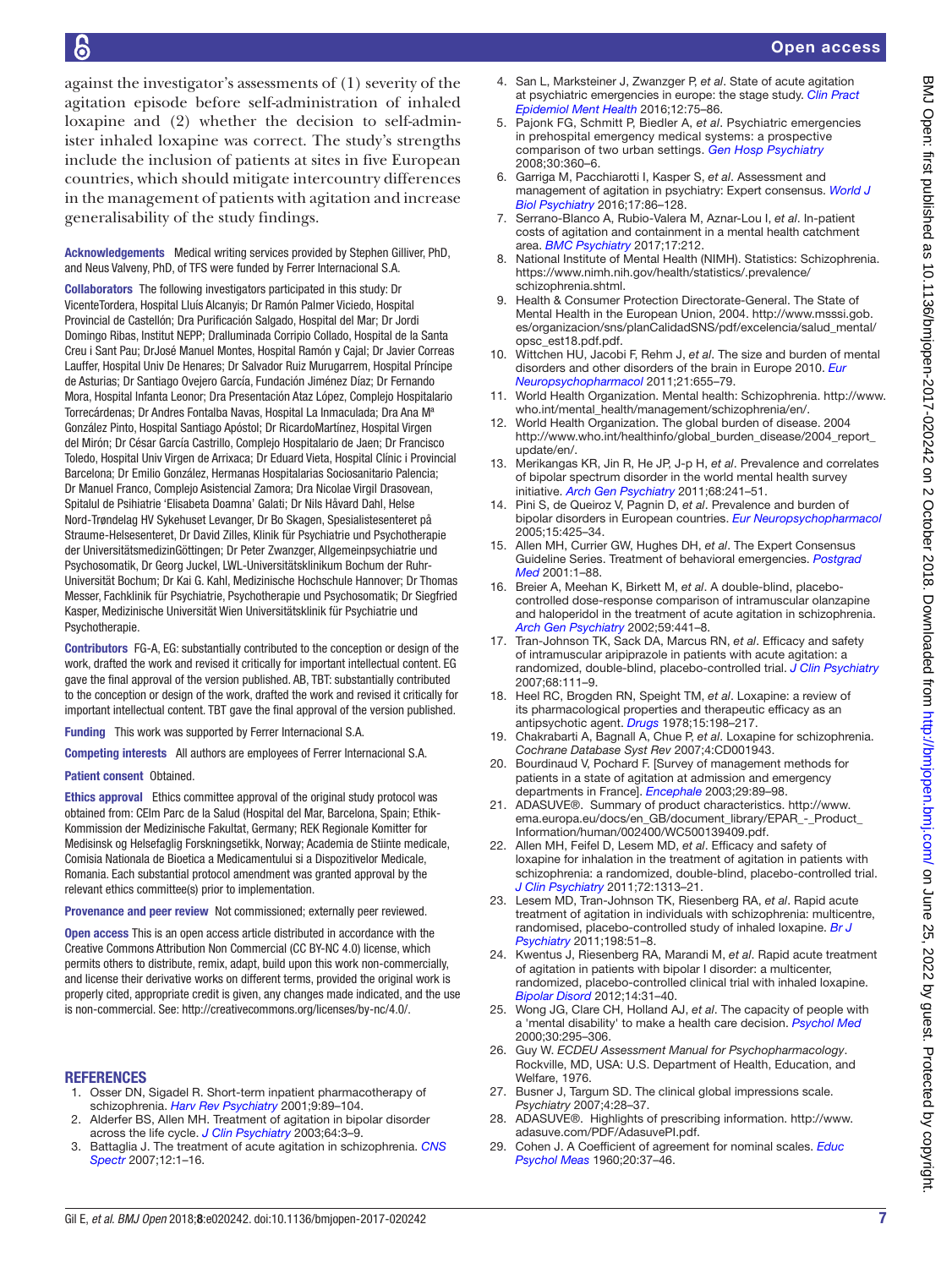against the investigator's assessments of (1) severity of the agitation episode before self-administration of inhaled loxapine and (2) whether the decision to self-administer inhaled loxapine was correct. The study's strengths include the inclusion of patients at sites in five European countries, which should mitigate intercountry differences in the management of patients with agitation and increase generalisability of the study findings.

**Acknowledgements** Medical writing services provided by Stephen Gilliver, PhD, and Neus Valveny, PhD, of TFS were funded by Ferrer Internacional S.A.

**Collaborators** The following investigators participated in this study: Dr VicenteTordera, Hospital Lluís Alcanyis; Dr Ramón Palmer Viciedo, Hospital Provincial de Castellón; Dra Purificación Salgado, Hospital del Mar; Dr Jordi Domingo Ribas, Institut NEPP; Dralluminada Corripio Collado, Hospital de la Santa Creu i Sant Pau; DrJosé Manuel Montes, Hospital Ramón y Cajal; Dr Javier Correas Lauffer, Hospital Univ De Henares; Dr Salvador Ruiz Murugarrem, Hospital Príncipe de Asturias; Dr Santiago Ovejero García, Fundación Jiménez Díaz; Dr Fernando Mora, Hospital Infanta Leonor; Dra Presentación Ataz López, Complejo Hospitalario Torrecárdenas; Dr Andres Fontalba Navas, Hospital La Inmaculada; Dra Ana Mª González Pinto, Hospital Santiago Apóstol; Dr RicardoMartínez, Hospital Virgen del Mirón; Dr César García Castrillo, Complejo Hospitalario de Jaen; Dr Francisco Toledo, Hospital Univ Virgen de Arrixaca; Dr Eduard Vieta, Hospital Clínic i Provincial Barcelona; Dr Emilio González, Hermanas Hospitalarias Sociosanitario Palencia; Dr Manuel Franco, Complejo Asistencial Zamora; Dra Nicolae Virgil Drasovean, Spitalul de Psihiatrie 'Elisabeta Doamna' Galati; Dr Nils Håvard Dahl, Helse Nord-Trøndelag HV Sykehuset Levanger, Dr Bo Skagen, Spesialistesenteret på Straume-Helsesenteret, Dr David Zilles, Klinik für Psychiatrie und Psychotherapie der UniversitätsmedizinGöttingen; Dr Peter Zwanzger, Allgemeinpsychiatrie und Psychosomatik, Dr Georg Juckel, LWL-Universitätsklinikum Bochum der Ruhr-Universität Bochum; Dr Kai G. Kahl, Medizinische Hochschule Hannover; Dr Thomas Messer, Fachklinik für Psychiatrie, Psychotherapie und Psychosomatik; Dr Siegfried Kasper, Medizinische Universität Wien Universitätsklinik für Psychiatrie und Psychotherapie.

**Contributors** FG-A, EG: substantially contributed to the conception or design of the work, drafted the work and revised it critically for important intellectual content. EG gave the final approval of the version published. AB, TBT: substantially contributed to the conception or design of the work, drafted the work and revised it critically for important intellectual content. TBT gave the final approval of the version published.

**Funding** This work was supported by Ferrer Internacional S.A.

**Competing interests** All authors are employees of Ferrer Internacional S.A.

**Patient consent** Obtained.

**Ethics approval** Ethics committee approval of the original study protocol was obtained from: CEIm Parc de la Salud (Hospital del Mar, Barcelona, Spain; Ethik-Kommission der Medizinische Fakultat, Germany; REK Regionale Komitter for Medisinsk og Helsefaglig Forskningsetikk, Norway; Academia de Stiinte medicale, Comisia Nationala de Bioetica a Medicamentului si a Dispozitivelor Medicale, Romania. Each substantial protocol amendment was granted approval by the relevant ethics committee(s) prior to implementation.

**Provenance and peer review** Not commissioned; externally peer reviewed.

**Open access** This is an open access article distributed in accordance with the Creative Commons Attribution Non Commercial (CC BY-NC 4.0) license, which permits others to distribute, remix, adapt, build upon this work non-commercially, and license their derivative works on different terms, provided the original work is properly cited, appropriate credit is given, any changes made indicated, and the use is non-commercial. See: http://creativecommons.org/licenses/by-nc/4.0/.

## REFERENCES

1. Osser DN, Sigadel R. Short-term inpatient pharmacotherapy of schizophrenia. *Harv Rev Psychiatry* 2001;9:89–104.
2. Alderfer BS, Allen MH. Treatment of agitation in bipolar disorder across the life cycle. *J Clin Psychiatry* 2003;64:3–9.
3. Battaglia J. The treatment of acute agitation in schizophrenia. *CNS Spectr* 2007;12:1–16.
4. San L, Marksteiner J, Zwanzger P, *et al*. State of acute agitation at psychiatric emergencies in europe: the stage study. *Clin Pract Epidemiol Ment Health* 2016;12:75–86.
5. Pajonk FG, Schmitt P, Biedler A, *et al*. Psychiatric emergencies in prehospital emergency medical systems: a prospective comparison of two urban settings. *Gen Hosp Psychiatry* 2008;30:360–6.
6. Garriga M, Pacchiarotti I, Kasper S, *et al*. Assessment and management of agitation in psychiatry: Expert consensus. *World J Biol Psychiatry* 2016;17:86–128.
7. Serrano-Blanco A, Rubio-Valera M, Aznar-Lou I, *et al*. In-patient costs of agitation and containment in a mental health catchment area. *BMC Psychiatry* 2017;17:212.
8. National Institute of Mental Health (NIMH). Statistics: Schizophrenia. https://www.nimh.nih.gov/health/statistics/.prevalence/schizophrenia.shtml.
9. Health & Consumer Protection Directorate-General. The State of Mental Health in the European Union, 2004. http://www.msssi.gob.es/organizacion/sns/planCalidadSNS/pdf/excelencia/salud_mental/opsc_est18.pdf.pdf.
10. Wittchen HU, Jacobi F, Rehm J, *et al*. The size and burden of mental disorders and other disorders of the brain in Europe 2010. *Eur Neuropsychopharmacol* 2011;21:655–79.
11. World Health Organization. Mental health: Schizophrenia. http://www.who.int/mental_health/management/schizophrenia/en/.
12. World Health Organization. The global burden of disease. 2004 http://www.who.int/healthinfo/global_burden_disease/2004_report_update/en/.
13. Merikangas KR, Jin R, He JP, J-p H, *et al*. Prevalence and correlates of bipolar spectrum disorder in the world mental health survey initiative. *Arch Gen Psychiatry* 2011;68:241–51.
14. Pini S, de Queiroz V, Pagnin D, *et al*. Prevalence and burden of bipolar disorders in European countries. *Eur Neuropsychopharmacol* 2005;15:425–34.
15. Allen MH, Currier GW, Hughes DH, *et al*. The Expert Consensus Guideline Series. Treatment of behavioral emergencies. *Postgrad Med* 2001:1–88.
16. Breier A, Meehan K, Birkett M, *et al*. A double-blind, placebo-controlled dose-response comparison of intramuscular olanzapine and haloperidol in the treatment of acute agitation in schizophrenia. *Arch Gen Psychiatry* 2002;59:441–8.
17. Tran-Johnson TK, Sack DA, Marcus RN, *et al*. Efficacy and safety of intramuscular aripiprazole in patients with acute agitation: a randomized, double-blind, placebo-controlled trial. *J Clin Psychiatry* 2007;68:111–9.
18. Heel RC, Brogden RN, Speight TM, *et al*. Loxapine: a review of its pharmacological properties and therapeutic efficacy as an antipsychotic agent. *Drugs* 1978;15:198–217.
19. Chakrabarti A, Bagnall A, Chue P, *et al*. Loxapine for schizophrenia. *Cochrane Database Syst Rev* 2007;4:CD001943.
20. Bourdinaud V, Pochard F. [Survey of management methods for patients in a state of agitation at admission and emergency departments in France]. *Encephale* 2003;29:89–98.
21. ADASUVE®. Summary of product characteristics. http://www.ema.europa.eu/docs/en_GB/document_library/EPAR_-_Product_Information/human/002400/WC500139409.pdf.
22. Allen MH, Feifel D, Lesem MD, *et al*. Efficacy and safety of loxapine for inhalation in the treatment of agitation in patients with schizophrenia: a randomized, double-blind, placebo-controlled trial. *J Clin Psychiatry* 2011;72:1313–21.
23. Lesem MD, Tran-Johnson TK, Riesenberg RA, *et al*. Rapid acute treatment of agitation in individuals with schizophrenia: multicentre, randomised, placebo-controlled study of inhaled loxapine. *Br J Psychiatry* 2011;198:51–8.
24. Kwentus J, Riesenberg RA, Marandi M, *et al*. Rapid acute treatment of agitation in patients with bipolar I disorder: a multicenter, randomized, placebo-controlled clinical trial with inhaled loxapine. *Bipolar Disord* 2012;14:31–40.
25. Wong JG, Clare CH, Holland AJ, *et al*. The capacity of people with a 'mental disability' to make a health care decision. *Psychol Med* 2000;30:295–306.
26. Guy W. *ECDEU Assessment Manual for Psychopharmacology*. Rockville, MD, USA: U.S. Department of Health, Education, and Welfare, 1976.
27. Busner J, Targum SD. The clinical global impressions scale. *Psychiatry* 2007;4:28–37.
28. ADASUVE®. Highlights of prescribing information. http://www.adasuve.com/PDF/AdasuvePI.pdf.
29. Cohen J. A Coefficient of agreement for nominal scales. *Educ Psychol Meas* 1960;20:37–46.